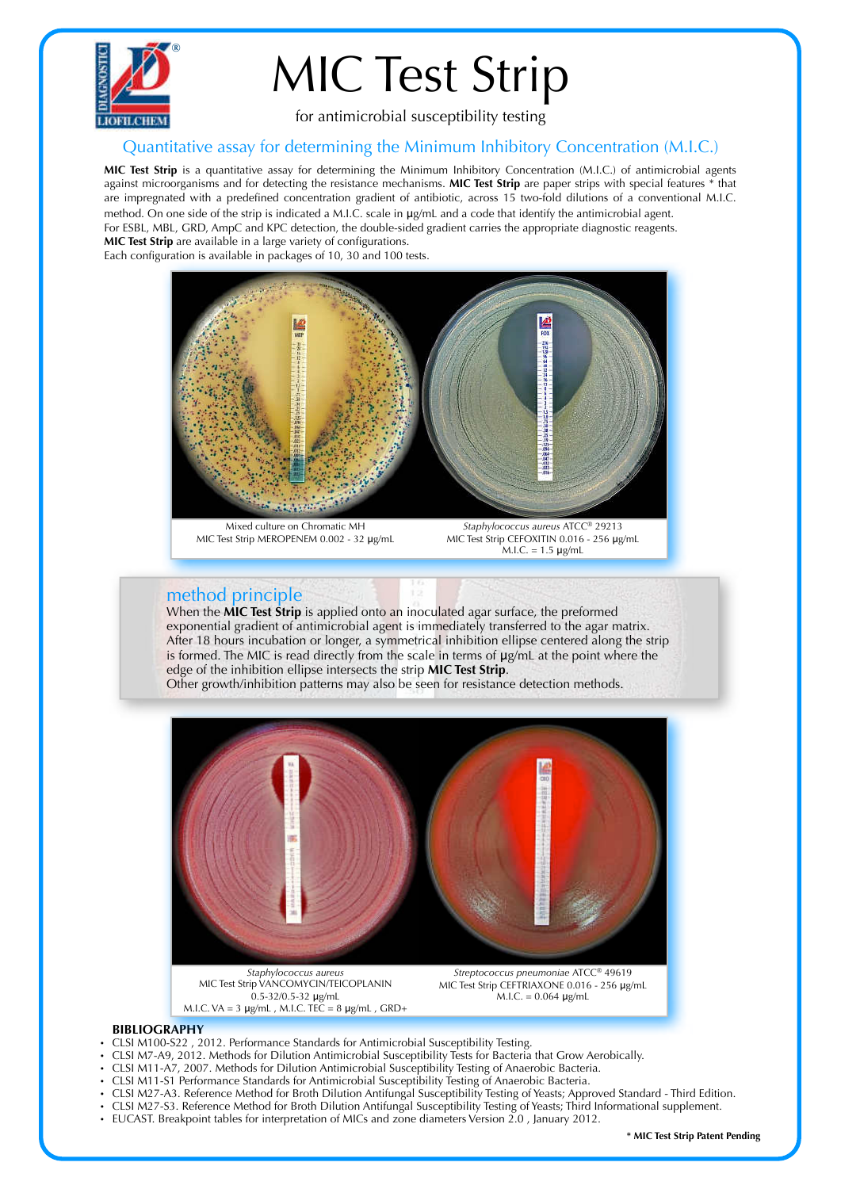# MIC Test Strip

for antimicrobial susceptibility testing

## Quantitative assay for determining the Minimum Inhibitory Concentration (M.I.C.)

**MIC Test Strip** is a quantitative assay for determining the Minimum Inhibitory Concentration (M.I.C.) of antimicrobial agents against microorganisms and for detecting the resistance mechanisms. **MIC Test Strip** are paper strips with special features * that are impregnated with a predefined concentration gradient of antibiotic, across 15 two-fold dilutions of a conventional M.I.C. method. On one side of the strip is indicated a M.I.C. scale in µg/mL and a code that identify the antimicrobial agent.
For ESBL, MBL, GRD, AmpC and KPC detection, the double-sided gradient carries the appropriate diagnostic reagents.
**MIC Test Strip** are available in a large variety of configurations.
Each configuration is available in packages of 10, 30 and 100 tests.

Mixed culture on Chromatic MH
MIC Test Strip MEROPENEM 0.002 - 32 µg/mL

*Staphylococcus aureus* ATCC® 29213
MIC Test Strip CEFOXITIN 0.016 - 256 µg/mL
M.I.C. = 1.5 µg/mL

## method principle

When the **MIC Test Strip** is applied onto an inoculated agar surface, the preformed exponential gradient of antimicrobial agent is immediately transferred to the agar matrix. After 18 hours incubation or longer, a symmetrical inhibition ellipse centered along the strip is formed. The MIC is read directly from the scale in terms of µg/mL at the point where the edge of the inhibition ellipse intersects the strip **MIC Test Strip**.
Other growth/inhibition patterns may also be seen for resistance detection methods.

*Staphylococcus aureus*
MIC Test Strip VANCOMYCIN/TEICOPLANIN
0.5-32/0.5-32 µg/mL
M.I.C. VA = 3 µg/mL , M.I.C. TEC = 8 µg/mL , GRD+

*Streptococcus pneumoniae* ATCC® 49619
MIC Test Strip CEFTRIAXONE 0.016 - 256 µg/mL
M.I.C. = 0.064 µg/mL

### BIBLIOGRAPHY

- CLSI M100-S22 , 2012. Performance Standards for Antimicrobial Susceptibility Testing.
- CLSI M7-A9, 2012. Methods for Dilution Antimicrobial Susceptibility Tests for Bacteria that Grow Aerobically.
- CLSI M11-A7, 2007. Methods for Dilution Antimicrobial Susceptibility Testing of Anaerobic Bacteria.
- CLSI M11-S1 Performance Standards for Antimicrobial Susceptibility Testing of Anaerobic Bacteria.
- CLSI M27-A3. Reference Method for Broth Dilution Antifungal Susceptibility Testing of Yeasts; Approved Standard - Third Edition.
- CLSI M27-S3. Reference Method for Broth Dilution Antifungal Susceptibility Testing of Yeasts; Third Informational supplement.
- EUCAST. Breakpoint tables for interpretation of MICs and zone diameters Version 2.0 , January 2012.

**\* MIC Test Strip Patent Pending**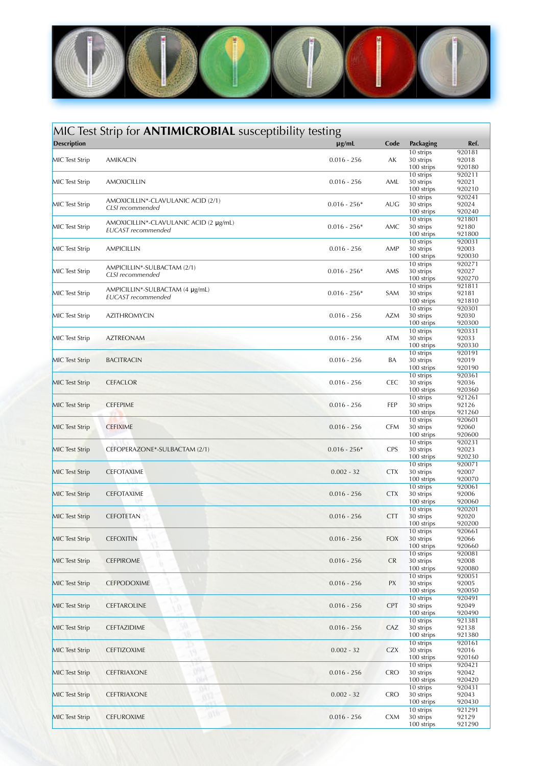# MIC Test Strip for **ANTIMICROBIAL** susceptibility testing

| Description | | µg/mL | Code | Packaging | Ref. |
|---|---|---|---|---|---|
| MIC Test Strip | AMIKACIN | 0.016 - 256 | AK | 10 strips<br>30 strips<br>100 strips | 920181<br>92018<br>920180 |
| MIC Test Strip | AMOXICILLIN | 0.016 - 256 | AML | 10 strips<br>30 strips<br>100 strips | 920211<br>92021<br>920210 |
| MIC Test Strip | AMOXICILLIN*-CLAVULANIC ACID (2/1)<br>*CLSI recommended* | 0.016 - 256* | AUG | 10 strips<br>30 strips<br>100 strips | 920241<br>92024<br>920240 |
| MIC Test Strip | AMOXICILLIN*-CLAVULANIC ACID (2 µg/mL)<br>*EUCAST recommended* | 0.016 - 256* | AMC | 10 strips<br>30 strips<br>100 strips | 921801<br>92180<br>921800 |
| MIC Test Strip | AMPICILLIN | 0.016 - 256 | AMP | 10 strips<br>30 strips<br>100 strips | 920031<br>92003<br>920030 |
| MIC Test Strip | AMPICILLIN*-SULBACTAM (2/1)<br>*CLSI recommended* | 0.016 - 256* | AMS | 10 strips<br>30 strips<br>100 strips | 920271<br>92027<br>920270 |
| MIC Test Strip | AMPICILLIN*-SULBACTAM (4 µg/mL)<br>*EUCAST recommended* | 0.016 - 256* | SAM | 10 strips<br>30 strips<br>100 strips | 921811<br>92181<br>921810 |
| MIC Test Strip | AZITHROMYCIN | 0.016 - 256 | AZM | 10 strips<br>30 strips<br>100 strips | 920301<br>92030<br>920300 |
| MIC Test Strip | AZTREONAM | 0.016 - 256 | ATM | 10 strips<br>30 strips<br>100 strips | 920331<br>92033<br>920330 |
| MIC Test Strip | BACITRACIN | 0.016 - 256 | BA | 10 strips<br>30 strips<br>100 strips | 920191<br>92019<br>920190 |
| MIC Test Strip | CEFACLOR | 0.016 - 256 | CEC | 10 strips<br>30 strips<br>100 strips | 920361<br>92036<br>920360 |
| MIC Test Strip | CEFEPIME | 0.016 - 256 | FEP | 10 strips<br>30 strips<br>100 strips | 921261<br>92126<br>921260 |
| MIC Test Strip | CEFIXIME | 0.016 - 256 | CFM | 10 strips<br>30 strips<br>100 strips | 920601<br>92060<br>920600 |
| MIC Test Strip | CEFOPERAZONE*-SULBACTAM (2/1) | 0.016 - 256* | CPS | 10 strips<br>30 strips<br>100 strips | 920231<br>92023<br>920230 |
| MIC Test Strip | CEFOTAXIME | 0.002 - 32 | CTX | 10 strips<br>30 strips<br>100 strips | 920071<br>92007<br>920070 |
| MIC Test Strip | CEFOTAXIME | 0.016 - 256 | CTX | 10 strips<br>30 strips<br>100 strips | 920061<br>92006<br>920060 |
| MIC Test Strip | CEFOTETAN | 0.016 - 256 | CTT | 10 strips<br>30 strips<br>100 strips | 920201<br>92020<br>920200 |
| MIC Test Strip | CEFOXITIN | 0.016 - 256 | FOX | 10 strips<br>30 strips<br>100 strips | 920661<br>92066<br>920660 |
| MIC Test Strip | CEFPIROME | 0.016 - 256 | CR | 10 strips<br>30 strips<br>100 strips | 920081<br>92008<br>920080 |
| MIC Test Strip | CEFPODOXIME | 0.016 - 256 | PX | 10 strips<br>30 strips<br>100 strips | 920051<br>92005<br>920050 |
| MIC Test Strip | CEFTAROLINE | 0.016 - 256 | CPT | 10 strips<br>30 strips<br>100 strips | 920491<br>92049<br>920490 |
| MIC Test Strip | CEFTAZIDIME | 0.016 - 256 | CAZ | 10 strips<br>30 strips<br>100 strips | 921381<br>92138<br>921380 |
| MIC Test Strip | CEFTIZOXIME | 0.002 - 32 | CZX | 10 strips<br>30 strips<br>100 strips | 920161<br>92016<br>920160 |
| MIC Test Strip | CEFTRIAXONE | 0.016 - 256 | CRO | 10 strips<br>30 strips<br>100 strips | 920421<br>92042<br>920420 |
| MIC Test Strip | CEFTRIAXONE | 0.002 - 32 | CRO | 10 strips<br>30 strips<br>100 strips | 920431<br>92043<br>920430 |
| MIC Test Strip | CEFUROXIME | 0.016 - 256 | CXM | 10 strips<br>30 strips<br>100 strips | 921291<br>92129<br>921290 |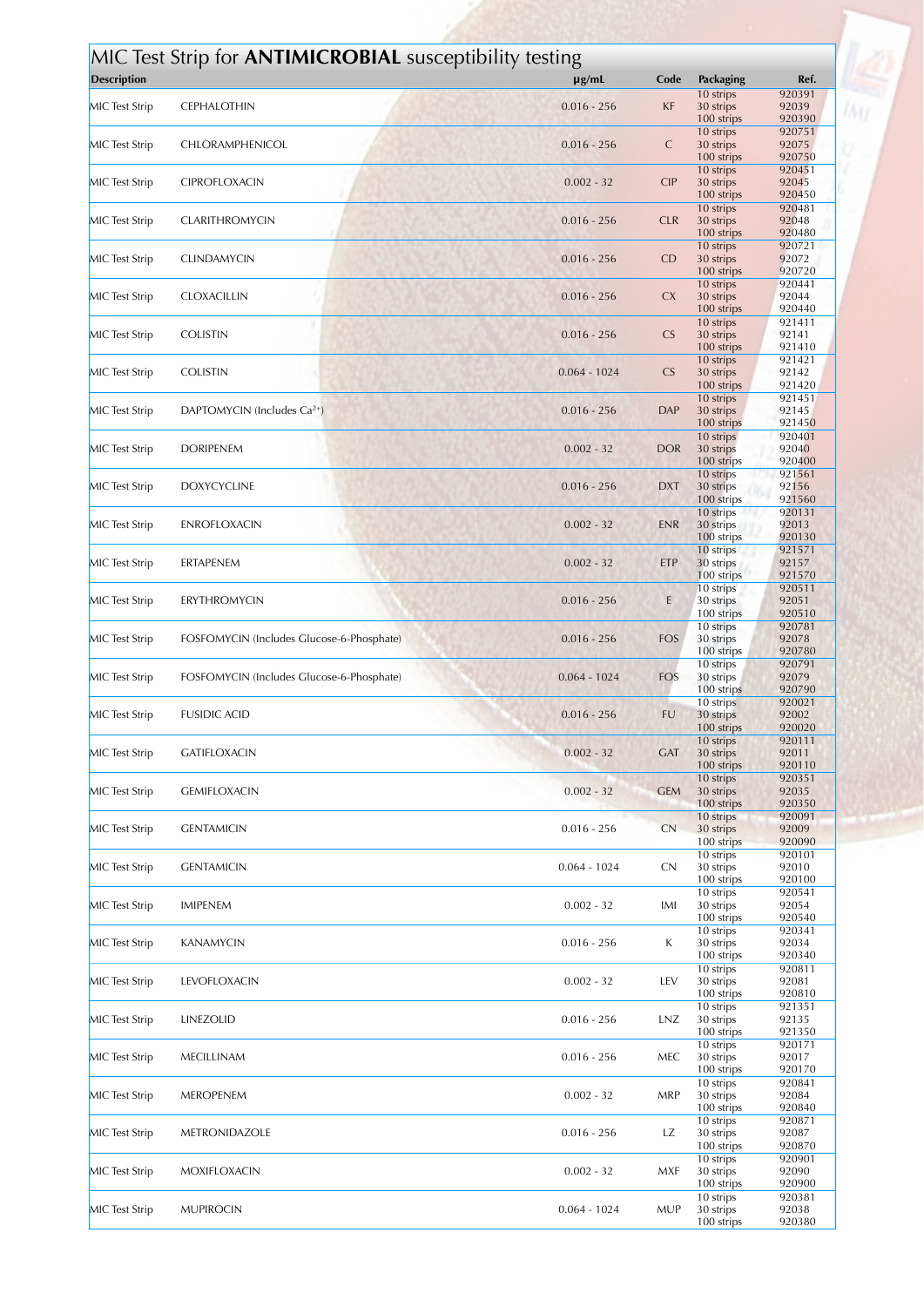# MIC Test Strip for **ANTIMICROBIAL** susceptibility testing

| Description | | µg/mL | Code | Packaging | Ref. |
|---|---|---|---|---|---|
| MIC Test Strip | CEPHALOTHIN | 0.016 - 256 | KF | 10 strips<br>30 strips<br>100 strips | 920391<br>92039<br>920390 |
| MIC Test Strip | CHLORAMPHENICOL | 0.016 - 256 | C | 10 strips<br>30 strips<br>100 strips | 920751<br>92075<br>920750 |
| MIC Test Strip | CIPROFLOXACIN | 0.002 - 32 | CIP | 10 strips<br>30 strips<br>100 strips | 920451<br>92045<br>920450 |
| MIC Test Strip | CLARITHROMYCIN | 0.016 - 256 | CLR | 10 strips<br>30 strips<br>100 strips | 920481<br>92048<br>920480 |
| MIC Test Strip | CLINDAMYCIN | 0.016 - 256 | CD | 10 strips<br>30 strips<br>100 strips | 920721<br>92072<br>920720 |
| MIC Test Strip | CLOXACILLIN | 0.016 - 256 | CX | 10 strips<br>30 strips<br>100 strips | 920441<br>92044<br>920440 |
| MIC Test Strip | COLISTIN | 0.016 - 256 | CS | 10 strips<br>30 strips<br>100 strips | 921411<br>92141<br>921410 |
| MIC Test Strip | COLISTIN | 0.064 - 1024 | CS | 10 strips<br>30 strips<br>100 strips | 921421<br>92142<br>921420 |
| MIC Test Strip | DAPTOMYCIN (Includes $Ca^{2+}$) | 0.016 - 256 | DAP | 10 strips<br>30 strips<br>100 strips | 921451<br>92145<br>921450 |
| MIC Test Strip | DORIPENEM | 0.002 - 32 | DOR | 10 strips<br>30 strips<br>100 strips | 920401<br>92040<br>920400 |
| MIC Test Strip | DOXYCYCLINE | 0.016 - 256 | DXT | 10 strips<br>30 strips<br>100 strips | 921561<br>92156<br>921560 |
| MIC Test Strip | ENROFLOXACIN | 0.002 - 32 | ENR | 10 strips<br>30 strips<br>100 strips | 920131<br>92013<br>920130 |
| MIC Test Strip | ERTAPENEM | 0.002 - 32 | ETP | 10 strips<br>30 strips<br>100 strips | 921571<br>92157<br>921570 |
| MIC Test Strip | ERYTHROMYCIN | 0.016 - 256 | E | 10 strips<br>30 strips<br>100 strips | 920511<br>92051<br>920510 |
| MIC Test Strip | FOSFOMYCIN (Includes Glucose-6-Phosphate) | 0.016 - 256 | FOS | 10 strips<br>30 strips<br>100 strips | 920781<br>92078<br>920780 |
| MIC Test Strip | FOSFOMYCIN (Includes Glucose-6-Phosphate) | 0.064 - 1024 | FOS | 10 strips<br>30 strips<br>100 strips | 920791<br>92079<br>920790 |
| MIC Test Strip | FUSIDIC ACID | 0.016 - 256 | FU | 10 strips<br>30 strips<br>100 strips | 920021<br>92002<br>920020 |
| MIC Test Strip | GATIFLOXACIN | 0.002 - 32 | GAT | 10 strips<br>30 strips<br>100 strips | 920111<br>92011<br>920110 |
| MIC Test Strip | GEMIFLOXACIN | 0.002 - 32 | GEM | 10 strips<br>30 strips<br>100 strips | 920351<br>92035<br>920350 |
| MIC Test Strip | GENTAMICIN | 0.016 - 256 | CN | 10 strips<br>30 strips<br>100 strips | 920091<br>92009<br>920090 |
| MIC Test Strip | GENTAMICIN | 0.064 - 1024 | CN | 10 strips<br>30 strips<br>100 strips | 920101<br>92010<br>920100 |
| MIC Test Strip | IMIPENEM | 0.002 - 32 | IMI | 10 strips<br>30 strips<br>100 strips | 920541<br>92054<br>920540 |
| MIC Test Strip | KANAMYCIN | 0.016 - 256 | K | 10 strips<br>30 strips<br>100 strips | 920341<br>92034<br>920340 |
| MIC Test Strip | LEVOFLOXACIN | 0.002 - 32 | LEV | 10 strips<br>30 strips<br>100 strips | 920811<br>92081<br>920810 |
| MIC Test Strip | LINEZOLID | 0.016 - 256 | LNZ | 10 strips<br>30 strips<br>100 strips | 921351<br>92135<br>921350 |
| MIC Test Strip | MECILLINAM | 0.016 - 256 | MEC | 10 strips<br>30 strips<br>100 strips | 920171<br>92017<br>920170 |
| MIC Test Strip | MEROPENEM | 0.002 - 32 | MRP | 10 strips<br>30 strips<br>100 strips | 920841<br>92084<br>920840 |
| MIC Test Strip | METRONIDAZOLE | 0.016 - 256 | LZ | 10 strips<br>30 strips<br>100 strips | 920871<br>92087<br>920870 |
| MIC Test Strip | MOXIFLOXACIN | 0.002 - 32 | MXF | 10 strips<br>30 strips<br>100 strips | 920901<br>92090<br>920900 |
| MIC Test Strip | MUPIROCIN | 0.064 - 1024 | MUP | 10 strips<br>30 strips<br>100 strips | 920381<br>92038<br>920380 |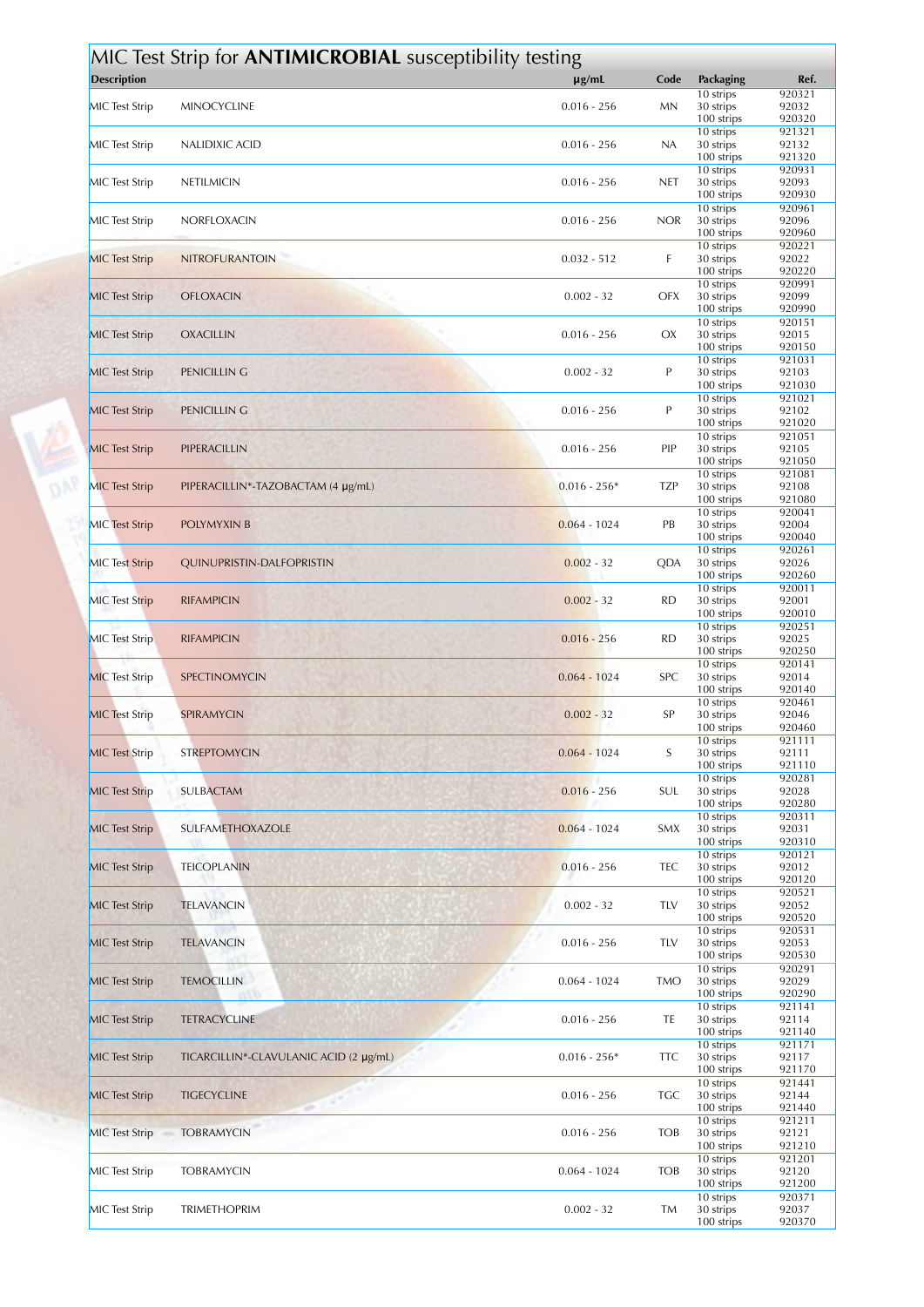## MIC Test Strip for **ANTIMICROBIAL** susceptibility testing

| Description | | µg/mL | Code | Packaging | Ref. |
|---|---|---|---|---|---|
| MIC Test Strip | MINOCYCLINE | 0.016 - 256 | MN | 10 strips<br>30 strips<br>100 strips | 920321<br>92032<br>920320 |
| MIC Test Strip | NALIDIXIC ACID | 0.016 - 256 | NA | 10 strips<br>30 strips<br>100 strips | 921321<br>92132<br>921320 |
| MIC Test Strip | NETILMICIN | 0.016 - 256 | NET | 10 strips<br>30 strips<br>100 strips | 920931<br>92093<br>920930 |
| MIC Test Strip | NORFLOXACIN | 0.016 - 256 | NOR | 10 strips<br>30 strips<br>100 strips | 920961<br>92096<br>920960 |
| MIC Test Strip | NITROFURANTOIN | 0.032 - 512 | F | 10 strips<br>30 strips<br>100 strips | 920221<br>92022<br>920220 |
| MIC Test Strip | OFLOXACIN | 0.002 - 32 | OFX | 10 strips<br>30 strips<br>100 strips | 920991<br>92099<br>920990 |
| MIC Test Strip | OXACILLIN | 0.016 - 256 | OX | 10 strips<br>30 strips<br>100 strips | 920151<br>92015<br>920150 |
| MIC Test Strip | PENICILLIN G | 0.002 - 32 | P | 10 strips<br>30 strips<br>100 strips | 921031<br>92103<br>921030 |
| MIC Test Strip | PENICILLIN G | 0.016 - 256 | P | 10 strips<br>30 strips<br>100 strips | 921021<br>92102<br>921020 |
| MIC Test Strip | PIPERACILLIN | 0.016 - 256 | PIP | 10 strips<br>30 strips<br>100 strips | 921051<br>92105<br>921050 |
| MIC Test Strip | PIPERACILLIN*-TAZOBACTAM (4 µg/mL) | 0.016 - 256* | TZP | 10 strips<br>30 strips<br>100 strips | 921081<br>92108<br>921080 |
| MIC Test Strip | POLYMYXIN B | 0.064 - 1024 | PB | 10 strips<br>30 strips<br>100 strips | 920041<br>92004<br>920040 |
| MIC Test Strip | QUINUPRISTIN-DALFOPRISTIN | 0.002 - 32 | QDA | 10 strips<br>30 strips<br>100 strips | 920261<br>92026<br>920260 |
| MIC Test Strip | RIFAMPICIN | 0.002 - 32 | RD | 10 strips<br>30 strips<br>100 strips | 920011<br>92001<br>920010 |
| MIC Test Strip | RIFAMPICIN | 0.016 - 256 | RD | 10 strips<br>30 strips<br>100 strips | 920251<br>92025<br>920250 |
| MIC Test Strip | SPECTINOMYCIN | 0.064 - 1024 | SPC | 10 strips<br>30 strips<br>100 strips | 920141<br>92014<br>920140 |
| MIC Test Strip | SPIRAMYCIN | 0.002 - 32 | SP | 10 strips<br>30 strips<br>100 strips | 920461<br>92046<br>920460 |
| MIC Test Strip | STREPTOMYCIN | 0.064 - 1024 | S | 10 strips<br>30 strips<br>100 strips | 921111<br>92111<br>921110 |
| MIC Test Strip | SULBACTAM | 0.016 - 256 | SUL | 10 strips<br>30 strips<br>100 strips | 920281<br>92028<br>920280 |
| MIC Test Strip | SULFAMETHOXAZOLE | 0.064 - 1024 | SMX | 10 strips<br>30 strips<br>100 strips | 920311<br>92031<br>920310 |
| MIC Test Strip | TEICOPLANIN | 0.016 - 256 | TEC | 10 strips<br>30 strips<br>100 strips | 920121<br>92012<br>920120 |
| MIC Test Strip | TELAVANCIN | 0.002 - 32 | TLV | 10 strips<br>30 strips<br>100 strips | 920521<br>92052<br>920520 |
| MIC Test Strip | TELAVANCIN | 0.016 - 256 | TLV | 10 strips<br>30 strips<br>100 strips | 920531<br>92053<br>920530 |
| MIC Test Strip | TEMOCILLIN | 0.064 - 1024 | TMO | 10 strips<br>30 strips<br>100 strips | 920291<br>92029<br>920290 |
| MIC Test Strip | TETRACYCLINE | 0.016 - 256 | TE | 10 strips<br>30 strips<br>100 strips | 921141<br>92114<br>921140 |
| MIC Test Strip | TICARCILLIN*-CLAVULANIC ACID (2 µg/mL) | 0.016 - 256* | TTC | 10 strips<br>30 strips<br>100 strips | 921171<br>92117<br>921170 |
| MIC Test Strip | TIGECYCLINE | 0.016 - 256 | TGC | 10 strips<br>30 strips<br>100 strips | 921441<br>92144<br>921440 |
| MIC Test Strip | TOBRAMYCIN | 0.016 - 256 | TOB | 10 strips<br>30 strips<br>100 strips | 921211<br>92121<br>921210 |
| MIC Test Strip | TOBRAMYCIN | 0.064 - 1024 | TOB | 10 strips<br>30 strips<br>100 strips | 921201<br>92120<br>921200 |
| MIC Test Strip | TRIMETHOPRIM | 0.002 - 32 | TM | 10 strips<br>30 strips<br>100 strips | 920371<br>92037<br>920370 |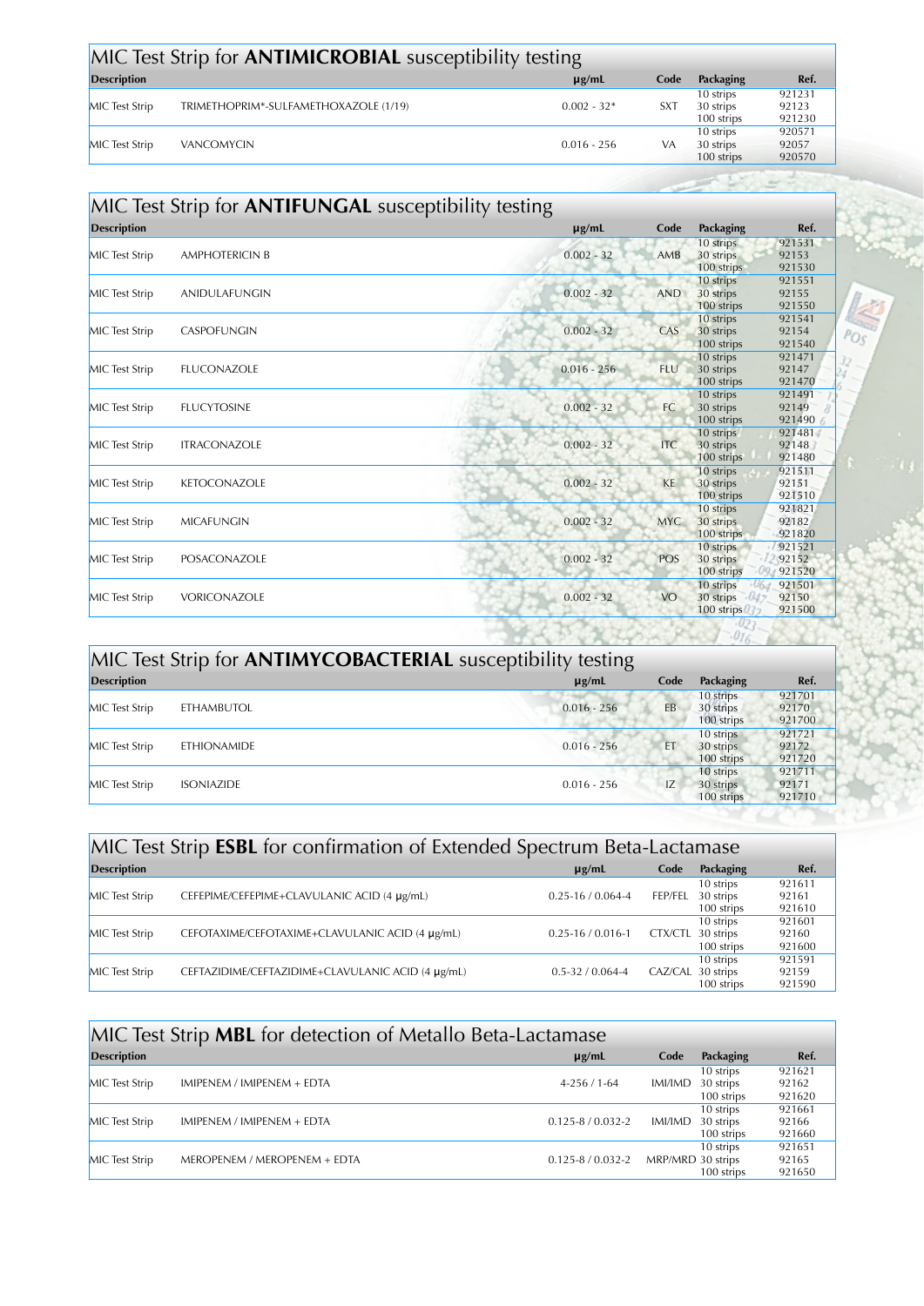## MIC Test Strip for **ANTIMICROBIAL** susceptibility testing

| Description | | µg/mL | Code | Packaging | Ref. |
|---|---|---|---|---|---|
| MIC Test Strip | TRIMETHOPRIM*-SULFAMETHOXAZOLE (1/19) | 0.002 - 32* | SXT | 10 strips<br>30 strips<br>100 strips | 921231<br>92123<br>921230 |
| MIC Test Strip | VANCOMYCIN | 0.016 - 256 | VA | 10 strips<br>30 strips<br>100 strips | 920571<br>92057<br>920570 |

## MIC Test Strip for **ANTIFUNGAL** susceptibility testing

| Description | | µg/mL | Code | Packaging | Ref. |
|---|---|---|---|---|---|
| MIC Test Strip | AMPHOTERICIN B | 0.002 - 32 | AMB | 10 strips<br>30 strips<br>100 strips | 921531<br>92153<br>921530 |
| MIC Test Strip | ANIDULAFUNGIN | 0.002 - 32 | AND | 10 strips<br>30 strips<br>100 strips | 921551<br>92155<br>921550 |
| MIC Test Strip | CASPOFUNGIN | 0.002 - 32 | CAS | 10 strips<br>30 strips<br>100 strips | 921541<br>92154<br>921540 |
| MIC Test Strip | FLUCONAZOLE | 0.016 - 256 | FLU | 10 strips<br>30 strips<br>100 strips | 921471<br>92147<br>921470 |
| MIC Test Strip | FLUCYTOSINE | 0.002 - 32 | FC | 10 strips<br>30 strips<br>100 strips | 921491<br>92149<br>921490 |
| MIC Test Strip | ITRACONAZOLE | 0.002 - 32 | ITC | 10 strips<br>30 strips<br>100 strips | 921481<br>92148<br>921480 |
| MIC Test Strip | KETOCONAZOLE | 0.002 - 32 | KE | 10 strips<br>30 strips<br>100 strips | 921511<br>92151<br>921510 |
| MIC Test Strip | MICAFUNGIN | 0.002 - 32 | MYC | 10 strips<br>30 strips<br>100 strips | 921821<br>92182<br>921820 |
| MIC Test Strip | POSACONAZOLE | 0.002 - 32 | POS | 10 strips<br>30 strips<br>100 strips | 921521<br>92152<br>921520 |
| MIC Test Strip | VORICONAZOLE | 0.002 - 32 | VO | 10 strips<br>30 strips<br>100 strips | 921501<br>92150<br>921500 |

## MIC Test Strip for **ANTIMYCOBACTERIAL** susceptibility testing

| Description | | µg/mL | Code | Packaging | Ref. |
|---|---|---|---|---|---|
| MIC Test Strip | ETHAMBUTOL | 0.016 - 256 | EB | 10 strips<br>30 strips<br>100 strips | 921701<br>92170<br>921700 |
| MIC Test Strip | ETHIONAMIDE | 0.016 - 256 | ET | 10 strips<br>30 strips<br>100 strips | 921721<br>92172<br>921720 |
| MIC Test Strip | ISONIAZIDE | 0.016 - 256 | IZ | 10 strips<br>30 strips<br>100 strips | 921711<br>92171<br>921710 |

## MIC Test Strip **ESBL** for confirmation of Extended Spectrum Beta-Lactamase

| Description | | µg/mL | Code | Packaging | Ref. |
|---|---|---|---|---|---|
| MIC Test Strip | CEFEPIME/CEFEPIME+CLAVULANIC ACID (4 µg/mL) | 0.25-16 / 0.064-4 | FEP/FEL | 10 strips<br>30 strips<br>100 strips | 921611<br>92161<br>921610 |
| MIC Test Strip | CEFOTAXIME/CEFOTAXIME+CLAVULANIC ACID (4 µg/mL) | 0.25-16 / 0.016-1 | CTX/CTL | 10 strips<br>30 strips<br>100 strips | 921601<br>92160<br>921600 |
| MIC Test Strip | CEFTAZIDIME/CEFTAZIDIME+CLAVULANIC ACID (4 µg/mL) | 0.5-32 / 0.064-4 | CAZ/CAL | 10 strips<br>30 strips<br>100 strips | 921591<br>92159<br>921590 |

## MIC Test Strip **MBL** for detection of Metallo Beta-Lactamase

| Description | | µg/mL | Code | Packaging | Ref. |
|---|---|---|---|---|---|
| MIC Test Strip | IMIPENEM / IMIPENEM + EDTA | 4-256 / 1-64 | IMI/IMD | 10 strips<br>30 strips<br>100 strips | 921621<br>92162<br>921620 |
| MIC Test Strip | IMIPENEM / IMIPENEM + EDTA | 0.125-8 / 0.032-2 | IMI/IMD | 10 strips<br>30 strips<br>100 strips | 921661<br>92166<br>921660 |
| MIC Test Strip | MEROPENEM / MEROPENEM + EDTA | 0.125-8 / 0.032-2 | MRP/MRD | 10 strips<br>30 strips<br>100 strips | 921651<br>92165<br>921650 |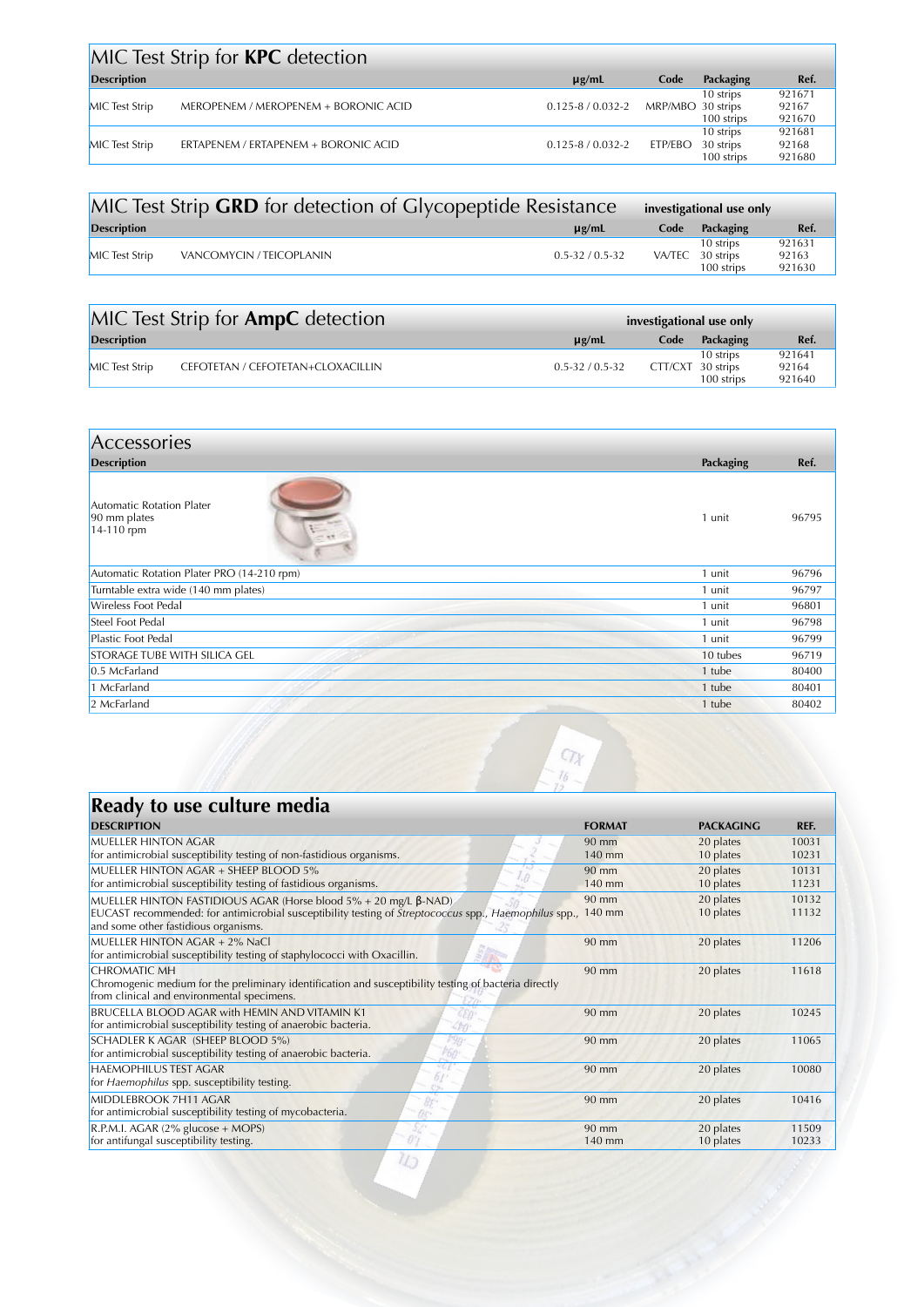## MIC Test Strip for **KPC** detection

| Description | | µg/mL | Code | Packaging | Ref. |
|---|---|---|---|---|---|
| MIC Test Strip | MEROPENEM / MEROPENEM + BORONIC ACID | 0.125-8 / 0.032-2 | MRP/MBO | 10 strips<br>30 strips<br>100 strips | 921671<br>92167<br>921670 |
| MIC Test Strip | ERTAPENEM / ERTAPENEM + BORONIC ACID | 0.125-8 / 0.032-2 | ETP/EBO | 10 strips<br>30 strips<br>100 strips | 921681<br>92168<br>921680 |

## MIC Test Strip **GRD** for detection of Glycopeptide Resistance

**investigational use only**

| Description | | µg/mL | Code | | Ref. |
|---|---|---|---|---|---|
| MIC Test Strip | VANCOMYCIN / TEICOPLANIN | 0.5-32 / 0.5-32 | VA/TEC | 10 strips<br>30 strips<br>100 strips | 921631<br>92163<br>921630 |

## MIC Test Strip for **AmpC** detection

**investigational use only**

| Description | | µg/mL | Code | Packaging | Ref. |
|---|---|---|---|---|---|
| MIC Test Strip | CEFOTETAN / CEFOTETAN+CLOXACILLIN | 0.5-32 / 0.5-32 | CTT/CXT | 10 strips<br>30 strips<br>100 strips | 921641<br>92164<br>921640 |

## Accessories

| Description | Packaging | Ref. |
|---|---|---|
| Automatic Rotation Plater<br>90 mm plates<br>14-110 rpm | 1 unit | 96795 |
| Automatic Rotation Plater PRO (14-210 rpm) | 1 unit | 96796 |
| Turntable extra wide (140 mm plates) | 1 unit | 96797 |
| Wireless Foot Pedal | 1 unit | 96801 |
| Steel Foot Pedal | 1 unit | 96798 |
| Plastic Foot Pedal | 1 unit | 96799 |
| STORAGE TUBE WITH SILICA GEL | 10 tubes | 96719 |
| 0.5 McFarland | 1 tube | 80400 |
| 1 McFarland | 1 tube | 80401 |
| 2 McFarland | 1 tube | 80402 |

## Ready to use culture media

| DESCRIPTION | FORMAT | PACKAGING | REF. |
|---|---|---|---|
| MUELLER HINTON AGAR<br>for antimicrobial susceptibility testing of non-fastidious organisms. | 90 mm<br>140 mm | 20 plates<br>10 plates | 10031<br>10231 |
| MUELLER HINTON AGAR + SHEEP BLOOD 5%<br>for antimicrobial susceptibility testing of fastidious organisms. | 90 mm<br>140 mm | 20 plates<br>10 plates | 10131<br>11231 |
| MUELLER HINTON FASTIDIOUS AGAR (Horse blood 5% + 20 mg/L β-NAD)<br>EUCAST recommended: for antimicrobial susceptibility testing of *Streptococcus* spp., *Haemophilus* spp., and some other fastidious organisms. | 90 mm<br>140 mm | 20 plates<br>10 plates | 10132<br>11132 |
| MUELLER HINTON AGAR + 2% NaCl<br>for antimicrobial susceptibility testing of staphylococci with Oxacillin. | 90 mm | 20 plates | 11206 |
| CHROMATIC MH<br>Chromogenic medium for the preliminary identification and susceptibility testing of bacteria directly from clinical and environmental specimens. | 90 mm | 20 plates | 11618 |
| BRUCELLA BLOOD AGAR with HEMIN AND VITAMIN K1<br>for antimicrobial susceptibility testing of anaerobic bacteria. | 90 mm | 20 plates | 10245 |
| SCHADLER K AGAR (SHEEP BLOOD 5%)<br>for antimicrobial susceptibility testing of anaerobic bacteria. | 90 mm | 20 plates | 11065 |
| HAEMOPHILUS TEST AGAR<br>for *Haemophilus* spp. susceptibility testing. | 90 mm | 20 plates | 10080 |
| MIDDLEBROOK 7H11 AGAR<br>for antimicrobial susceptibility testing of mycobacteria. | 90 mm | 20 plates | 10416 |
| R.P.M.I. AGAR (2% glucose + MOPS)<br>for antifungal susceptibility testing. | 90 mm<br>140 mm | 20 plates<br>10 plates | 11509<br>10233 |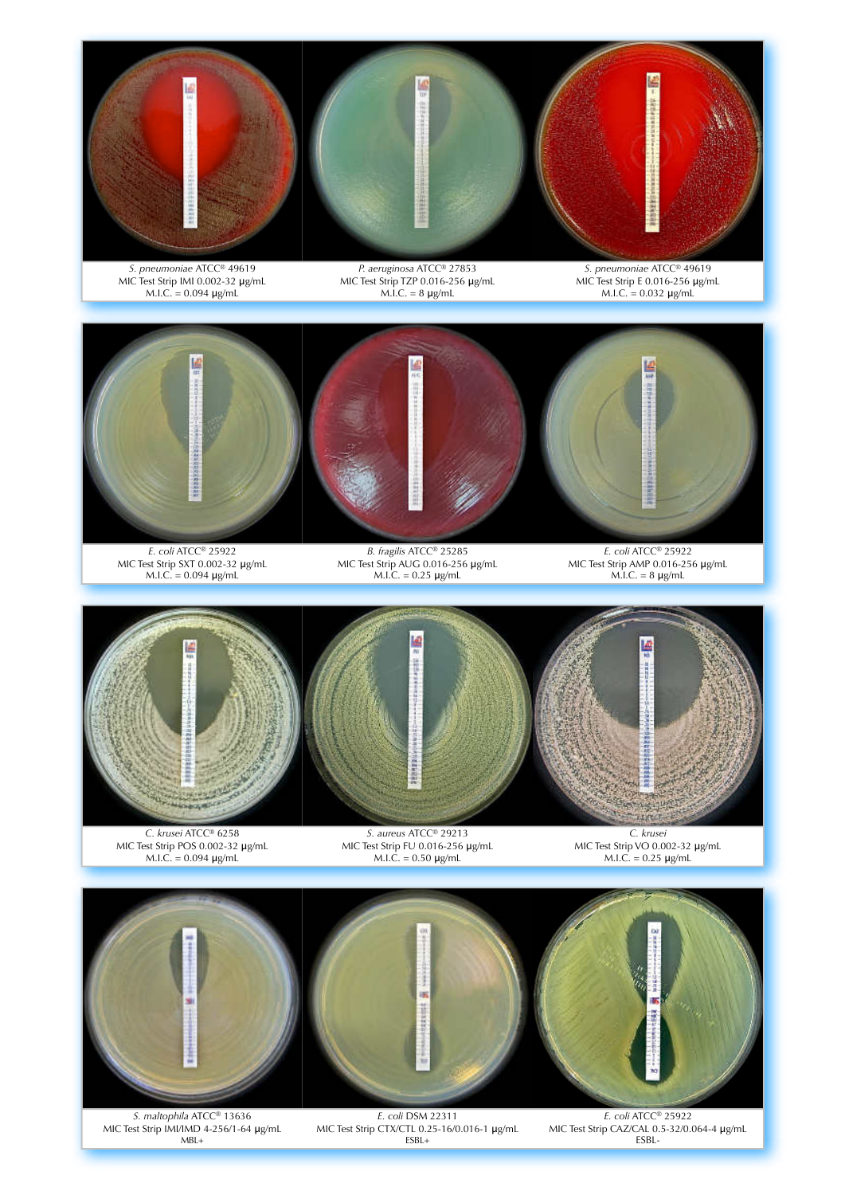*S. pneumoniae* ATCC® 49619
MIC Test Strip IMI 0.002-32 µg/mL
M.I.C. = 0.094 µg/mL

*P. aeruginosa* ATCC® 27853
MIC Test Strip TZP 0.016-256 µg/mL
M.I.C. = 8 µg/mL

*S. pneumoniae* ATCC® 49619
MIC Test Strip E 0.016-256 µg/mL
M.I.C. = 0.032 µg/mL

*E. coli* ATCC® 25922
MIC Test Strip SXT 0.002-32 µg/mL
M.I.C. = 0.094 µg/mL

*B. fragilis* ATCC® 25285
MIC Test Strip AUG 0.016-256 µg/mL
M.I.C. = 0.25 µg/mL

*E. coli* ATCC® 25922
MIC Test Strip AMP 0.016-256 µg/mL
M.I.C. = 8 µg/mL

*C. krusei* ATCC® 6258
MIC Test Strip POS 0.002-32 µg/mL
M.I.C. = 0.094 µg/mL

*S. aureus* ATCC® 29213
MIC Test Strip FU 0.016-256 µg/mL
M.I.C. = 0.50 µg/mL

*C. krusei*
MIC Test Strip VO 0.002-32 µg/mL
M.I.C. = 0.25 µg/mL

*S. maltophila* ATCC® 13636
MIC Test Strip IMI/IMD 4-256/1-64 µg/mL
MBL+

*E. coli* DSM 22311
MIC Test Strip CTX/CTL 0.25-16/0.016-1 µg/mL
ESBL+

*E. coli* ATCC® 25922
MIC Test Strip CAZ/CAL 0.5-32/0.064-4 µg/mL
ESBL-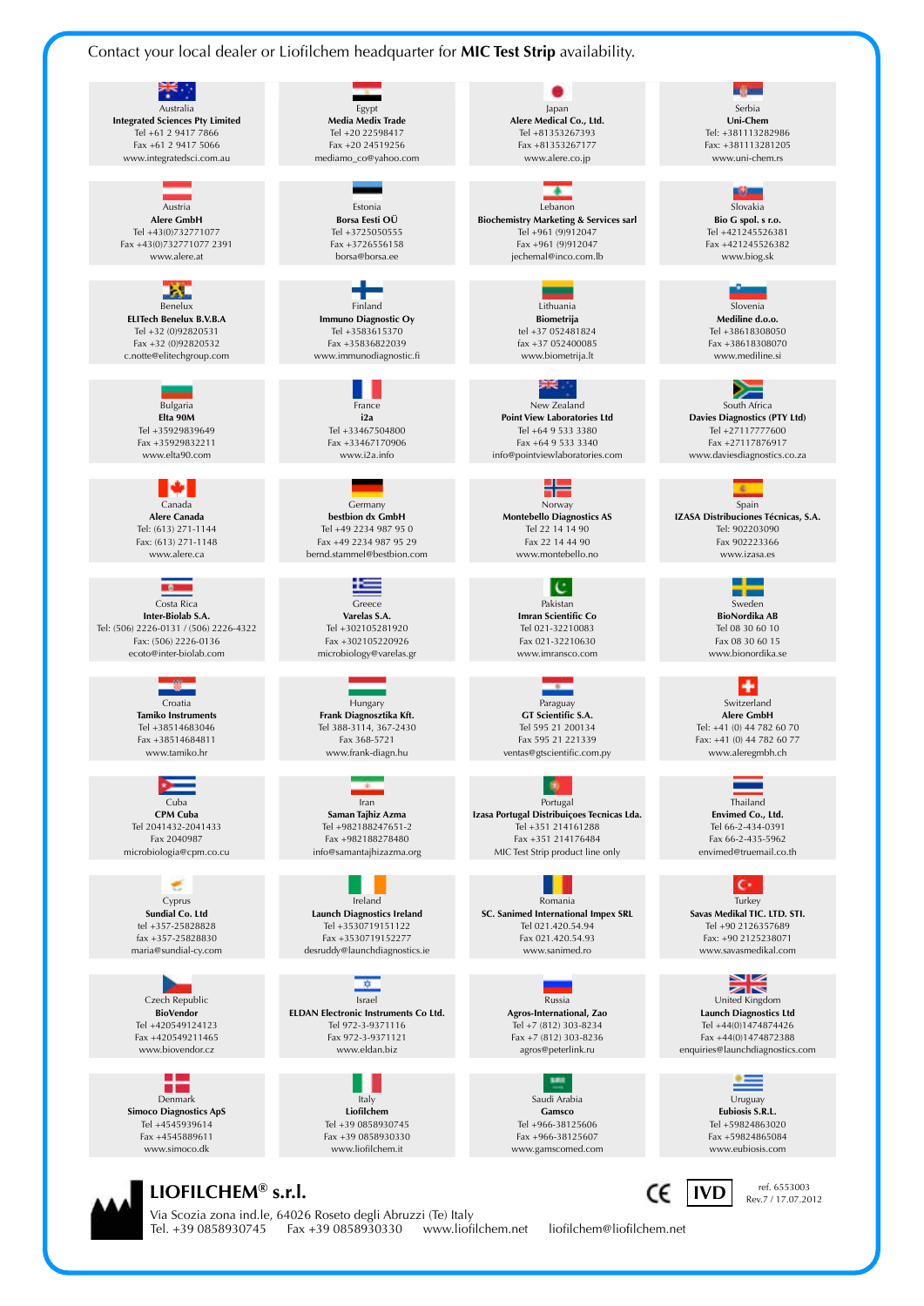Contact your local dealer or Liofilchem headquarter for **MIC Test Strip** availability.

Australia
**Integrated Sciences Pty Limited**
Tel +61 2 9417 7866
Fax +61 2 9417 5066
www.integratedsci.com.au

Egypt
**Media Medix Trade**
Tel +20 22598417
Fax +20 24519256
mediamo_co@yahoo.com

Japan
**Alere Medical Co., Ltd.**
Tel +81353267393
Fax +81353267177
www.alere.co.jp

Serbia
**Uni-Chem**
Tel: +381113282986
Fax: +381113281205
www.uni-chem.rs

Austria
**Alere GmbH**
Tel +43(0)732771077
Fax +43(0)732771077 2391
www.alere.at

Estonia
**Borsa Eesti OÜ**
Tel +3725050555
Fax +3726556158
borsa@borsa.ee

Lebanon
**Biochemistry Marketing & Services sarl**
Tel +961 (9)912047
Fax +961 (9)912047
jechemal@inco.com.lb

Slovakia
**Bio G spol. s r.o.**
Tel +421245526381
Fax +421245526382
www.biog.sk

Benelux
**ELITech Benelux B.V.B.A**
Tel +32 (0)92820531
Fax +32 (0)92820532
c.notte@elitechgroup.com

Finland
**Immuno Diagnostic Oy**
Tel +3583615370
Fax +35836822039
www.immunodiagnostic.fi

Lithuania
**Biometrija**
tel +37 052481824
fax +37 052400085
www.biometrija.lt

Slovenia
**Mediline d.o.o.**
Tel +38618308050
Fax +38618308070
www.mediline.si

Bulgaria
**Elta 90M**
Tel +35929839649
Fax +35929832211
www.elta90.com

France
**i2a**
Tel +33467504800
Fax +33467170906
www.i2a.info

New Zealand
**Point View Laboratories Ltd**
Tel +64 9 533 3380
Fax +64 9 533 3340
info@pointviewlaboratories.com

South Africa
**Davies Diagnostics (PTY Ltd)**
Tel +27117777600
Fax +27117876917
www.daviesdiagnostics.co.za

Canada
**Alere Canada**
Tel: (613) 271-1144
Fax: (613) 271-1148
www.alere.ca

Germany
**bestbion dx GmbH**
Tel +49 2234 987 95 0
Fax +49 2234 987 95 29
bernd.stammel@bestbion.com

Norway
**Montebello Diagnostics AS**
Tel 22 14 14 90
Fax 22 14 44 90
www.montebello.no

Spain
**IZASA Distribuciones Técnicas, S.A.**
Tel: 902203090
Fax 902223366
www.izasa.es

Costa Rica
**Inter-Biolab S.A.**
Tel: (506) 2226-0131 / (506) 2226-4322
Fax: (506) 2226-0136
ecoto@inter-biolab.com

Greece
**Varelas S.A.**
Tel +302105281920
Fax +302105220926
microbiology@varelas.gr

Pakistan
**Imran Scientific Co**
Tel 021-32210083
Fax 021-32210630
www.imransco.com

Sweden
**BioNordika AB**
Tel 08 30 60 10
Fax 08 30 60 15
www.bionordika.se

Croatia
**Tamiko Instruments**
Tel +38514683046
Fax +38514684811
www.tamiko.hr

Hungary
**Frank Diagnosztika Kft.**
Tel 388-3114, 367-2430
Fax 368-5721
www.frank-diagn.hu

Paraguay
**GT Scientific S.A.**
Tel 595 21 200134
Fax 595 21 221339
ventas@gtscientific.com.py

Switzerland
**Alere GmbH**
Tel: +41 (0) 44 782 60 70
Fax: +41 (0) 44 782 60 77
www.aleregmbh.ch

Cuba
**CPM Cuba**
Tel 2041432-2041433
Fax 2040987
microbiologia@cpm.co.cu

Iran
**Saman Tajhiz Azma**
Tel +982188247651-2
Fax +982188278480
info@samantajhizazma.org

Portugal
**Izasa Portugal Distribuiçoes Tecnicas Lda.**
Tel +351 214161288
Fax +351 214176484
MIC Test Strip product line only

Thailand
**Envimed Co., Ltd.**
Tel 66-2-434-0391
Fax 66-2-435-5962
envimed@truemail.co.th

Cyprus
**Sundial Co. Ltd**
tel +357-25828828
fax +357-25828830
maria@sundial-cy.com

Ireland
**Launch Diagnostics Ireland**
Tel +3530719151122
Fax +3530719152277
desruddy@launchdiagnostics.ie

Romania
**SC. Sanimed International Impex SRL**
Tel 021.420.54.94
Fax 021.420.54.93
www.sanimed.ro

Turkey
**Savas Medikal TIC. LTD. STI.**
Tel +90 2126357689
Fax: +90 2125238071
www.savasmedikal.com

Czech Republic
**BioVendor**
Tel +420549124123
Fax +420549211465
www.biovendor.cz

Israel
**ELDAN Electronic Instruments Co Ltd.**
Tel 972-3-9371116
Fax 972-3-9371121
www.eldan.biz

Russia
**Agros-International, Zao**
Tel +7 (812) 303-8234
Fax +7 (812) 303-8236
agros@peterlink.ru

United Kingdom
**Launch Diagnostics Ltd**
Tel +44(0)1474874426
Fax +44(0)1474872388
enquiries@launchdiagnostics.com

Denmark
**Simoco Diagnostics ApS**
Tel +4545939614
Fax +4545889611
www.simoco.dk

Italy
**Liofilchem**
Tel +39 0858930745
Fax +39 0858930330
www.liofilchem.it

Saudi Arabia
**Gamsco**
Tel +966-38125606
Fax +966-38125607
www.gamscomed.com

Uruguay
**Eubiosis S.R.L.**
Tel +59824863020
Fax +59824865084
www.eubiosis.com

**LIOFILCHEM® s.r.l.**
Via Scozia zona ind.le, 64026 Roseto degli Abruzzi (Te) Italy
Tel. +39 0858930745 Fax +39 0858930330 www.liofilchem.net liofilchem@liofilchem.net

CE IVD

ref. 6553003
Rev.7 / 17.07.2012